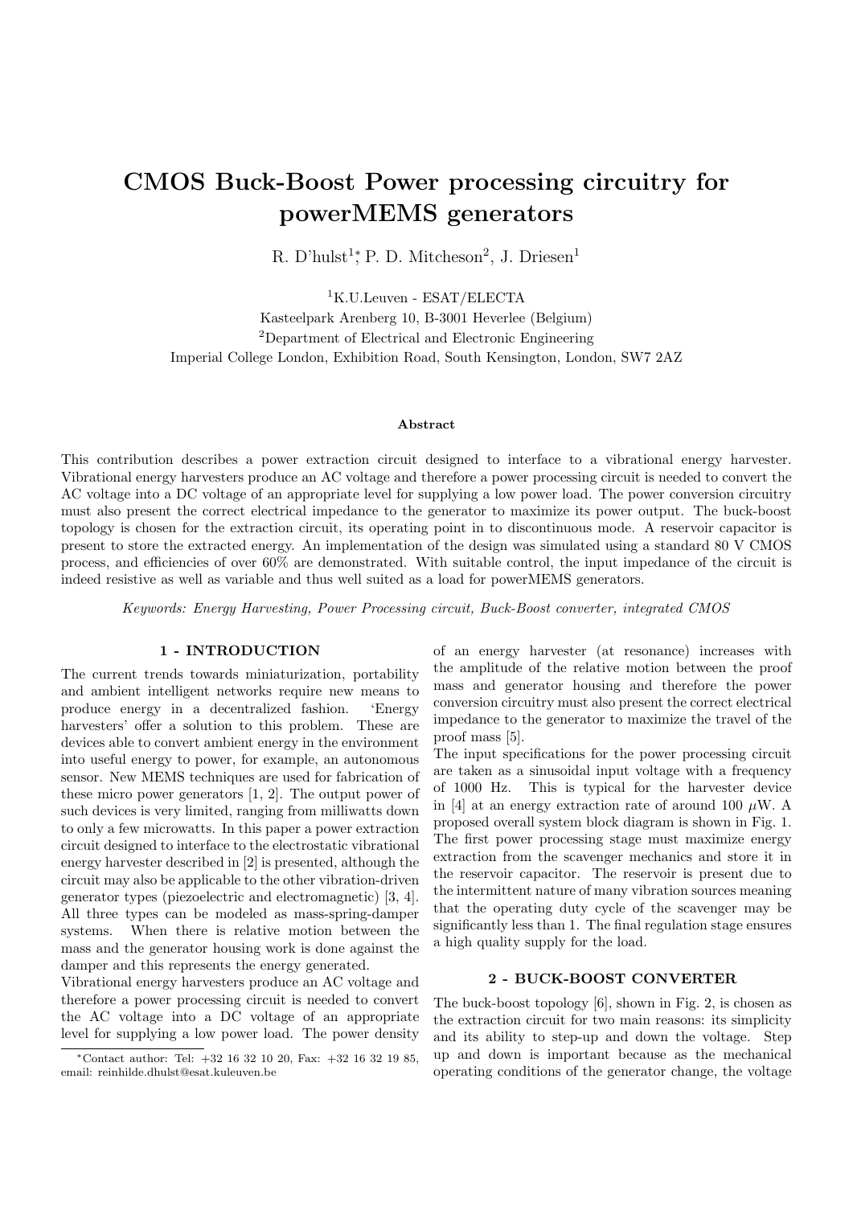# CMOS Buck-Boost Power processing circuitry for powerMEMS generators

R. D'hulst[1]*, P. D. Mitcheson[2], J. Driesen[1]

[1]K.U.Leuven - ESAT/ELECTA
Kasteelpark Arenberg 10, B-3001 Heverlee (Belgium)
[2]Department of Electrical and Electronic Engineering
Imperial College London, Exhibition Road, South Kensington, London, SW7 2AZ

### Abstract

This contribution describes a power extraction circuit designed to interface to a vibrational energy harvester. Vibrational energy harvesters produce an AC voltage and therefore a power processing circuit is needed to convert the AC voltage into a DC voltage of an appropriate level for supplying a low power load. The power conversion circuitry must also present the correct electrical impedance to the generator to maximize its power output. The buck-boost topology is chosen for the extraction circuit, its operating point in to discontinuous mode. A reservoir capacitor is present to store the extracted energy. An implementation of the design was simulated using a standard 80 V CMOS process, and efficiencies of over 60% are demonstrated. With suitable control, the input impedance of the circuit is indeed resistive as well as variable and thus well suited as a load for powerMEMS generators.

*Keywords: Energy Harvesting, Power Processing circuit, Buck-Boost converter, integrated CMOS*

## 1 - INTRODUCTION

The current trends towards miniaturization, portability and ambient intelligent networks require new means to produce energy in a decentralized fashion. 'Energy harvesters' offer a solution to this problem. These are devices able to convert ambient energy in the environment into useful energy to power, for example, an autonomous sensor. New MEMS techniques are used for fabrication of these micro power generators [1, 2]. The output power of such devices is very limited, ranging from milliwatts down to only a few microwatts. In this paper a power extraction circuit designed to interface to the electrostatic vibrational energy harvester described in [2] is presented, although the circuit may also be applicable to the other vibration-driven generator types (piezoelectric and electromagnetic) [3, 4]. All three types can be modeled as mass-spring-damper systems. When there is relative motion between the mass and the generator housing work is done against the damper and this represents the energy generated.

Vibrational energy harvesters produce an AC voltage and therefore a power processing circuit is needed to convert the AC voltage into a DC voltage of an appropriate level for supplying a low power load. The power density of an energy harvester (at resonance) increases with the amplitude of the relative motion between the proof mass and generator housing and therefore the power conversion circuitry must also present the correct electrical impedance to the generator to maximize the travel of the proof mass [5].

The input specifications for the power processing circuit are taken as a sinusoidal input voltage with a frequency of 1000 Hz. This is typical for the harvester device in [4] at an energy extraction rate of around 100 $\mu$W. A proposed overall system block diagram is shown in Fig. 1. The first power processing stage must maximize energy extraction from the scavenger mechanics and store it in the reservoir capacitor. The reservoir is present due to the intermittent nature of many vibration sources meaning that the operating duty cycle of the scavenger may be significantly less than 1. The final regulation stage ensures a high quality supply for the load.

## 2 - BUCK-BOOST CONVERTER

The buck-boost topology [6], shown in Fig. 2, is chosen as the extraction circuit for two main reasons: its simplicity and its ability to step-up and down the voltage. Step up and down is important because as the mechanical operating conditions of the generator change, the voltage

*Contact author: Tel: +32 16 32 10 20, Fax: +32 16 32 19 85, email: reinhilde.dhulst@esat.kuleuven.be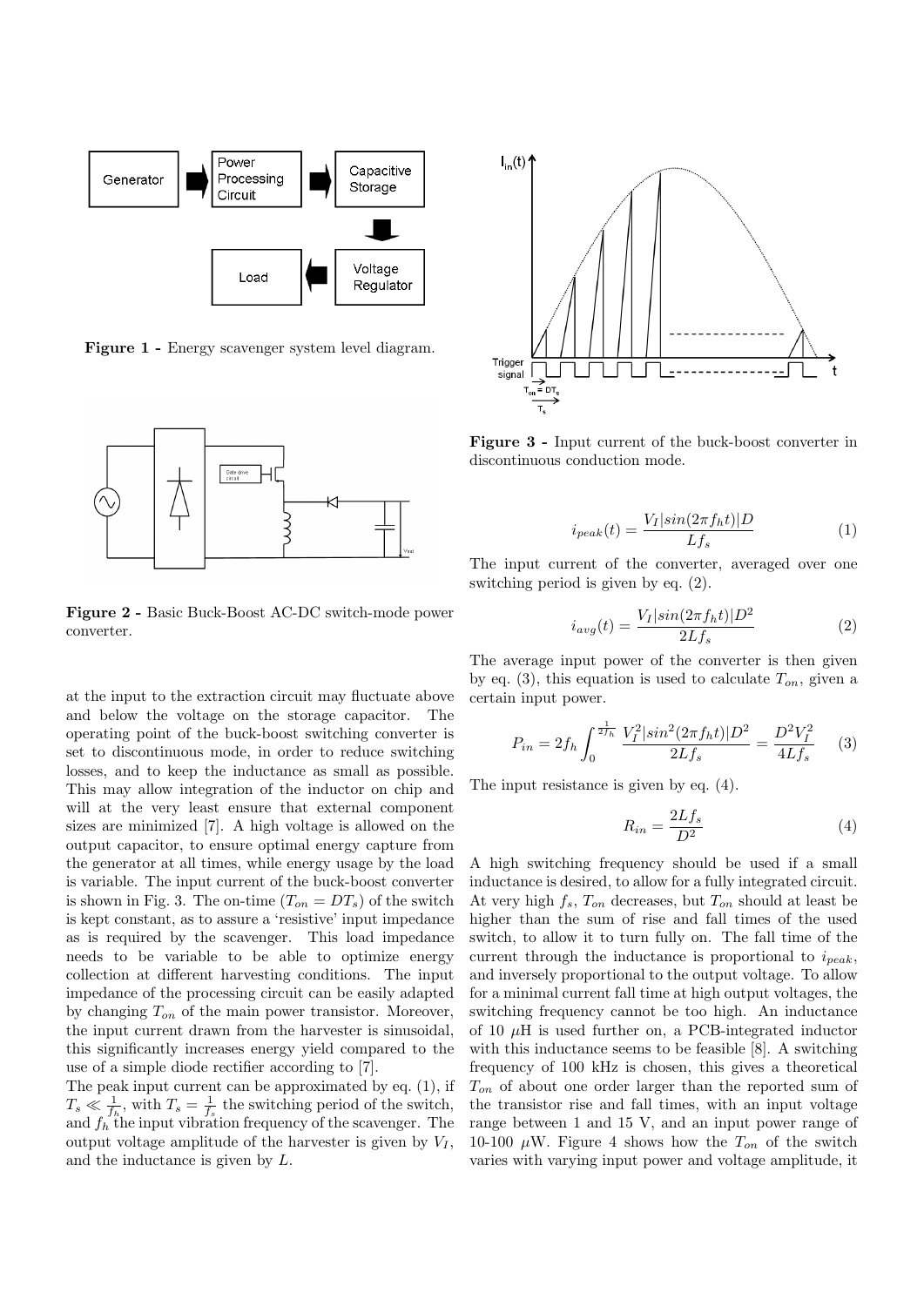**Figure 1 -** Energy scavenger system level diagram.

**Figure 2 -** Basic Buck-Boost AC-DC switch-mode power converter.

at the input to the extraction circuit may fluctuate above and below the voltage on the storage capacitor. The operating point of the buck-boost switching converter is set to discontinuous mode, in order to reduce switching losses, and to keep the inductance as small as possible. This may allow integration of the inductor on chip and will at the very least ensure that external component sizes are minimized [7]. A high voltage is allowed on the output capacitor, to ensure optimal energy capture from the generator at all times, while energy usage by the load is variable. The input current of the buck-boost converter is shown in Fig. 3. The on-time ($T_{on} = DT_s$) of the switch is kept constant, as to assure a 'resistive' input impedance as is required by the scavenger. This load impedance needs to be variable to be able to optimize energy collection at different harvesting conditions. The input impedance of the processing circuit can be easily adapted by changing $T_{on}$ of the main power transistor. Moreover, the input current drawn from the harvester is sinusoidal, this significantly increases energy yield compared to the use of a simple diode rectifier according to [7].

The peak input current can be approximated by eq. (1), if $T_s \ll \frac{1}{f_h}$, with $T_s = \frac{1}{f_s}$ the switching period of the switch, and $f_h$ the input vibration frequency of the scavenger. The output voltage amplitude of the harvester is given by $V_I$, and the inductance is given by $L$.

**Figure 3 -** Input current of the buck-boost converter in discontinuous conduction mode.

$$i_{peak}(t) = \frac{V_I|sin(2\pi f_h t)|D}{L f_s} \tag{1}$$

The input current of the converter, averaged over one switching period is given by eq. (2).

$$i_{avg}(t) = \frac{V_I|sin(2\pi f_h t)|D^2}{2L f_s} \tag{2}$$

The average input power of the converter is then given by eq. (3), this equation is used to calculate $T_{on}$, given a certain input power.

$$P_{in} = 2f_h \int_0^{\frac{1}{2f_h}} \frac{V_I^2|sin^2(2\pi f_h t)|D^2}{2L f_s} = \frac{D^2 V_I^2}{4L f_s} \tag{3}$$

The input resistance is given by eq. (4).

$$R_{in} = \frac{2L f_s}{D^2} \tag{4}$$

A high switching frequency should be used if a small inductance is desired, to allow for a fully integrated circuit. At very high $f_s$, $T_{on}$ decreases, but $T_{on}$ should at least be higher than the sum of rise and fall times of the used switch, to allow it to turn fully on. The fall time of the current through the inductance is proportional to $i_{peak}$, and inversely proportional to the output voltage. To allow for a minimal current fall time at high output voltages, the switching frequency cannot be too high. An inductance of 10 $\mu$H is used further on, a PCB-integrated inductor with this inductance seems to be feasible [8]. A switching frequency of 100 kHz is chosen, this gives a theoretical $T_{on}$ of about one order larger than the reported sum of the transistor rise and fall times, with an input voltage range between 1 and 15 V, and an input power range of 10-100 $\mu$W. Figure 4 shows how the $T_{on}$ of the switch varies with varying input power and voltage amplitude, it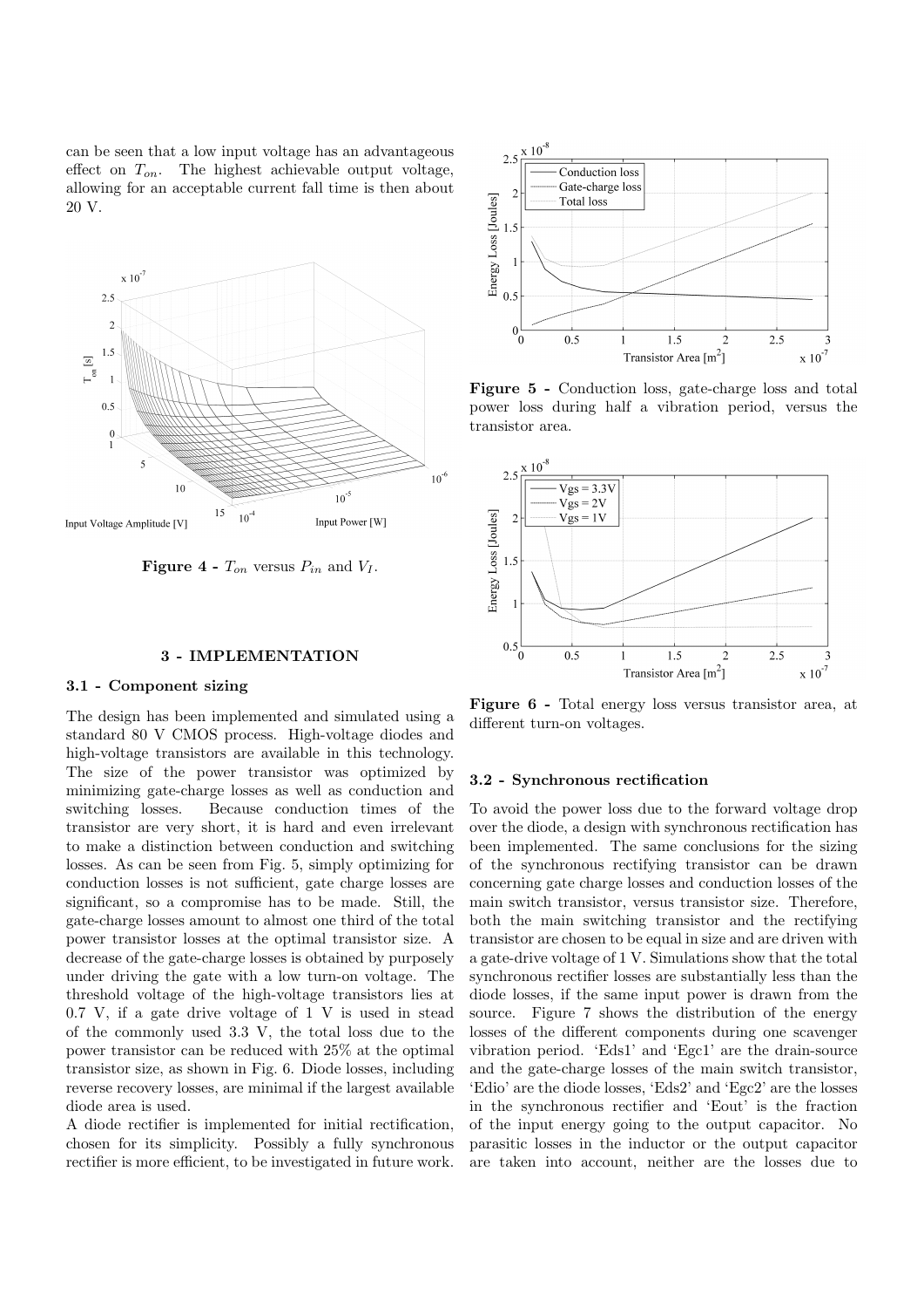can be seen that a low input voltage has an advantageous effect on $T_{on}$. The highest achievable output voltage, allowing for an acceptable current fall time is then about 20 V.

**Figure 4 -** $T_{on}$ versus $P_{in}$ and $V_I$.

## 3 - IMPLEMENTATION

### 3.1 - Component sizing

The design has been implemented and simulated using a standard 80 V CMOS process. High-voltage diodes and high-voltage transistors are available in this technology. The size of the power transistor was optimized by minimizing gate-charge losses as well as conduction and switching losses. Because conduction times of the transistor are very short, it is hard and even irrelevant to make a distinction between conduction and switching losses. As can be seen from Fig. 5, simply optimizing for conduction losses is not sufficient, gate charge losses are significant, so a compromise has to be made. Still, the gate-charge losses amount to almost one third of the total power transistor losses at the optimal transistor size. A decrease of the gate-charge losses is obtained by purposely under driving the gate with a low turn-on voltage. The threshold voltage of the high-voltage transistors lies at 0.7 V, if a gate drive voltage of 1 V is used in stead of the commonly used 3.3 V, the total loss due to the power transistor can be reduced with 25% at the optimal transistor size, as shown in Fig. 6. Diode losses, including reverse recovery losses, are minimal if the largest available diode area is used.

A diode rectifier is implemented for initial rectification, chosen for its simplicity. Possibly a fully synchronous rectifier is more efficient, to be investigated in future work.

**Figure 5 -** Conduction loss, gate-charge loss and total power loss during half a vibration period, versus the transistor area.

**Figure 6 -** Total energy loss versus transistor area, at different turn-on voltages.

### 3.2 - Synchronous rectification

To avoid the power loss due to the forward voltage drop over the diode, a design with synchronous rectification has been implemented. The same conclusions for the sizing of the synchronous rectifying transistor can be drawn concerning gate charge losses and conduction losses of the main switch transistor, versus transistor size. Therefore, both the main switching transistor and the rectifying transistor are chosen to be equal in size and are driven with a gate-drive voltage of 1 V. Simulations show that the total synchronous rectifier losses are substantially less than the diode losses, if the same input power is drawn from the source. Figure 7 shows the distribution of the energy losses of the different components during one scavenger vibration period. 'Eds1' and 'Egc1' are the drain-source and the gate-charge losses of the main switch transistor, 'Edio' are the diode losses, 'Eds2' and 'Egc2' are the losses in the synchronous rectifier and 'Eout' is the fraction of the input energy going to the output capacitor. No parasitic losses in the inductor or the output capacitor are taken into account, neither are the losses due to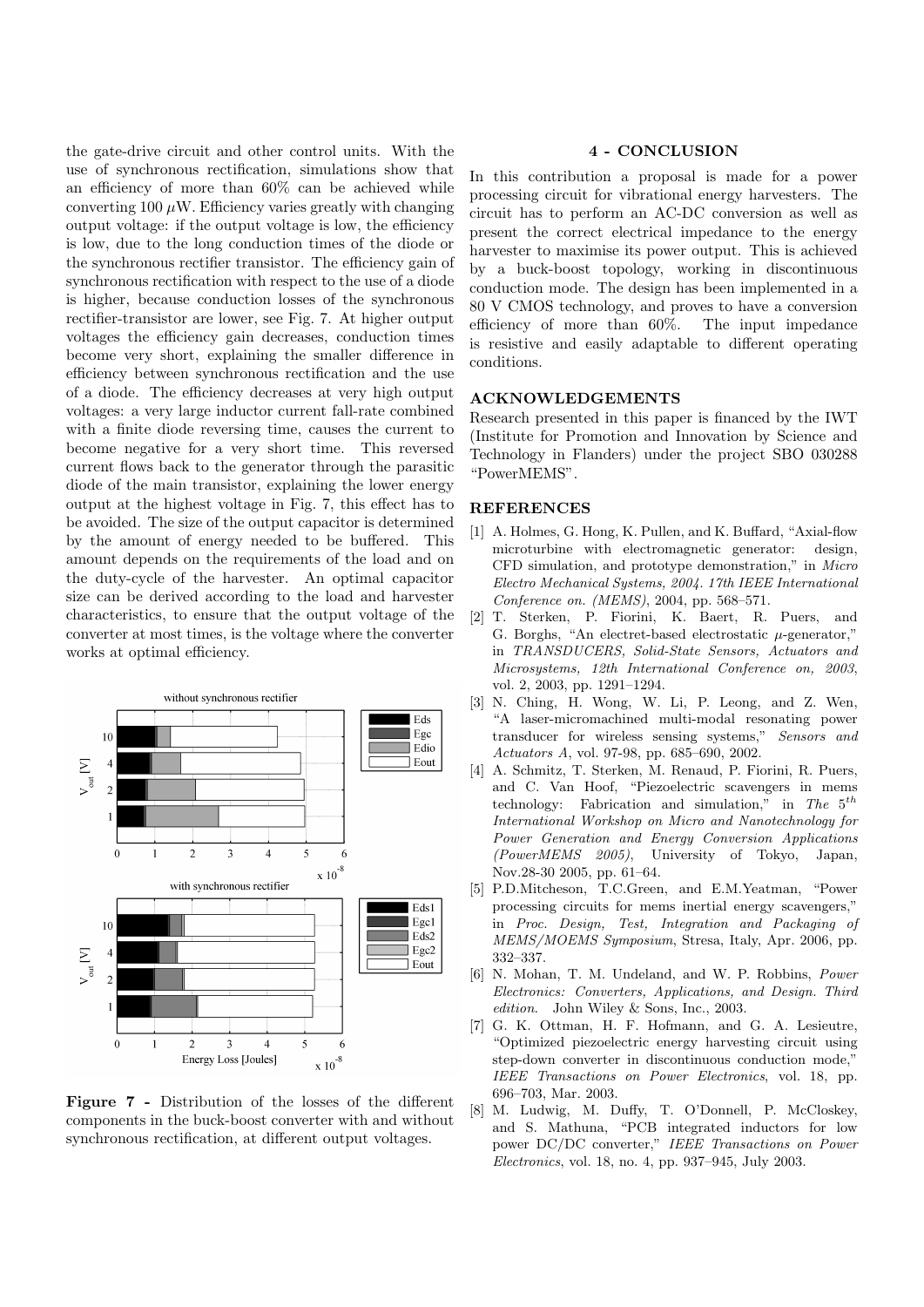the gate-drive circuit and other control units. With the use of synchronous rectification, simulations show that an efficiency of more than 60% can be achieved while converting 100 $\mu$W. Efficiency varies greatly with changing output voltage: if the output voltage is low, the efficiency is low, due to the long conduction times of the diode or the synchronous rectifier transistor. The efficiency gain of synchronous rectification with respect to the use of a diode is higher, because conduction losses of the synchronous rectifier-transistor are lower, see Fig. 7. At higher output voltages the efficiency gain decreases, conduction times become very short, explaining the smaller difference in efficiency between synchronous rectification and the use of a diode. The efficiency decreases at very high output voltages: a very large inductor current fall-rate combined with a finite diode reversing time, causes the current to become negative for a very short time. This reversed current flows back to the generator through the parasitic diode of the main transistor, explaining the lower energy output at the highest voltage in Fig. 7, this effect has to be avoided. The size of the output capacitor is determined by the amount of energy needed to be buffered. This amount depends on the requirements of the load and on the duty-cycle of the harvester. An optimal capacitor size can be derived according to the load and harvester characteristics, to ensure that the output voltage of the converter at most times, is the voltage where the converter works at optimal efficiency.

without synchronous rectifier

Eds
Egc
Edio
Eout

$V_{out}$ [V]
10
4
2
1

0 1 2 3 4 5 6
x $10^{-8}$

with synchronous rectifier

Eds1
Egc1
Eds2
Egc2
Eout

$V_{out}$ [V]
10
4
2
1

0 1 2 3 4 5 6
Energy Loss [Joules]
x $10^{-8}$

**Figure 7 -** Distribution of the losses of the different components in the buck-boost converter with and without synchronous rectification, at different output voltages.

## 4 - CONCLUSION

In this contribution a proposal is made for a power processing circuit for vibrational energy harvesters. The circuit has to perform an AC-DC conversion as well as present the correct electrical impedance to the energy harvester to maximise its power output. This is achieved by a buck-boost topology, working in discontinuous conduction mode. The design has been implemented in a 80 V CMOS technology, and proves to have a conversion efficiency of more than 60%. The input impedance is resistive and easily adaptable to different operating conditions.

## ACKNOWLEDGEMENTS

Research presented in this paper is financed by the IWT (Institute for Promotion and Innovation by Science and Technology in Flanders) under the project SBO 030288 "PowerMEMS".

## REFERENCES

[1] A. Holmes, G. Hong, K. Pullen, and K. Buffard, "Axial-flow microturbine with electromagnetic generator: design, CFD simulation, and prototype demonstration," in *Micro Electro Mechanical Systems, 2004. 17th IEEE International Conference on. (MEMS)*, 2004, pp. 568–571.

[2] T. Sterken, P. Fiorini, K. Baert, R. Puers, and G. Borghs, "An electret-based electrostatic $\mu$-generator," in *TRANSDUCERS, Solid-State Sensors, Actuators and Microsystems, 12th International Conference on, 2003*, vol. 2, 2003, pp. 1291–1294.

[3] N. Ching, H. Wong, W. Li, P. Leong, and Z. Wen, "A laser-micromachined multi-modal resonating power transducer for wireless sensing systems," *Sensors and Actuators A*, vol. 97-98, pp. 685–690, 2002.

[4] A. Schmitz, T. Sterken, M. Renaud, P. Fiorini, R. Puers, and C. Van Hoof, "Piezoelectric scavengers in mems technology: Fabrication and simulation," in *The 5$^{th}$ International Workshop on Micro and Nanotechnology for Power Generation and Energy Conversion Applications (PowerMEMS 2005)*, University of Tokyo, Japan, Nov.28-30 2005, pp. 61–64.

[5] P.D.Mitcheson, T.C.Green, and E.M.Yeatman, "Power processing circuits for mems inertial energy scavengers," in *Proc. Design, Test, Integration and Packaging of MEMS/MOEMS Symposium*, Stresa, Italy, Apr. 2006, pp. 332–337.

[6] N. Mohan, T. M. Undeland, and W. P. Robbins, *Power Electronics: Converters, Applications, and Design. Third edition.* John Wiley & Sons, Inc., 2003.

[7] G. K. Ottman, H. F. Hofmann, and G. A. Lesieutre, "Optimized piezoelectric energy harvesting circuit using step-down converter in discontinuous conduction mode," *IEEE Transactions on Power Electronics*, vol. 18, pp. 696–703, Mar. 2003.

[8] M. Ludwig, M. Duffy, T. O'Donnell, P. McCloskey, and S. Mathuna, "PCB integrated inductors for low power DC/DC converter," *IEEE Transactions on Power Electronics*, vol. 18, no. 4, pp. 937–945, July 2003.